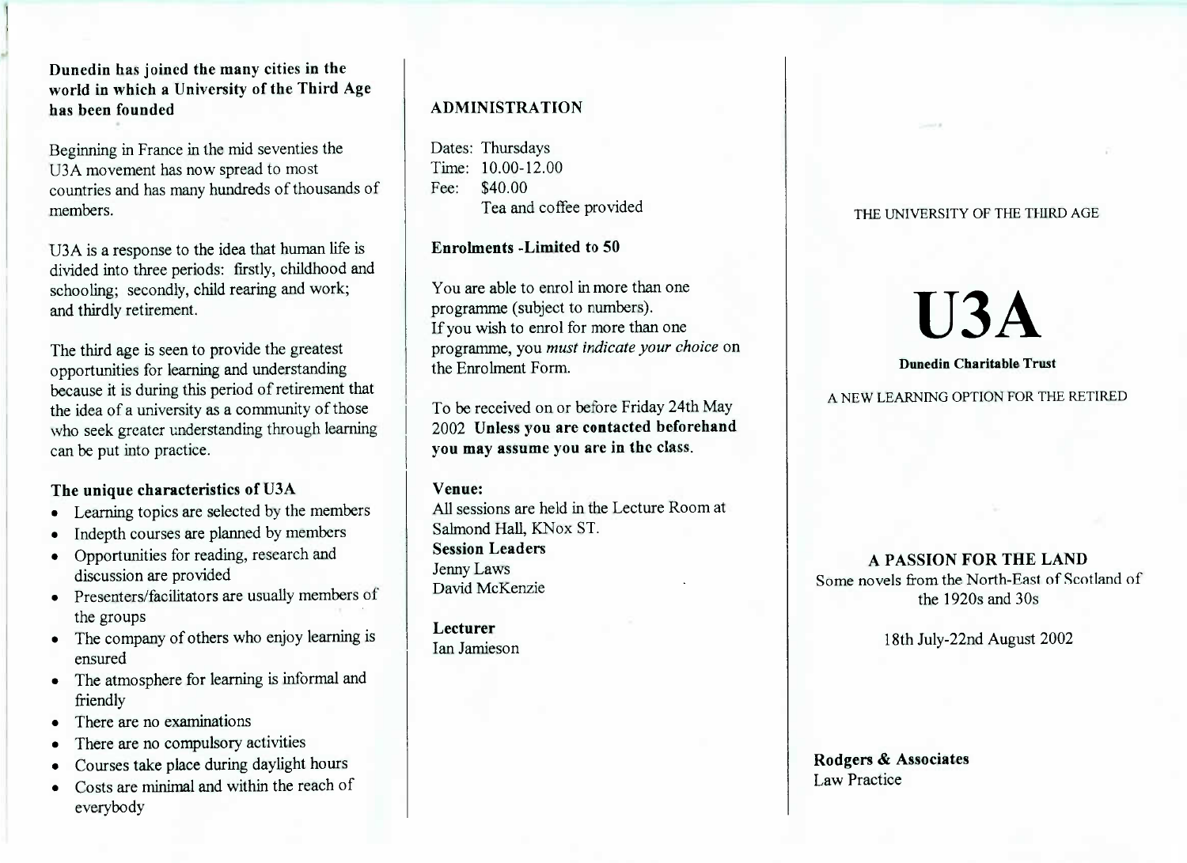**Dunedin has joined the many cities in the world in which a University of the Third Age has been founded**

Beginning in France in the mid seventies the U3A movement has now spread to most countries and has many hundreds of thousands of members.

U3A is a response to the idea that human life is divided into three periods: firstly, childhood and schooling; secondly, child rearing and work; and thirdly retirement.

The third age is seen to provide the greatest opportunities for learning and understanding because it is during this period of retirement that the idea of a university as a community of those who seek greater understanding through learning can be put into practice.

### The unique characteristics of U3A

- Learning topics are selected by the members
- Indepth courses are planned by members
- Opportunities for reading, research and discussion are provided
- Presenters/facilitators are usually members of the groups
- The company of others who enjoy learning is ensured
- The atmosphere for learning is informal and friendly
- There are no examinations
- There are no compulsory activities
- Courses take place during daylight hours
- Costs are minimal and within the reach of everybody

## ADMINISTRATION

Dates: Thursdays
Time: 10.00-12.00
Fee: $40.00
Tea and coffee provided

**Enrolments -Limited to 50**

You are able to enrol in more than one programme (subject to numbers).
If you wish to enrol for more than one programme, you *must indicate your choice* on the Enrolment Form.

To be received on or before Friday 24th May 2002 **Unless you are contacted beforehand you may assume you are in the class.**

**Venue:**
All sessions are held in the Lecture Room at Salmond Hall, KNox ST.

**Session Leaders**
Jenny Laws
David McKenzie

**Lecturer**
Ian Jamieson

THE UNIVERSITY OF THE THIRD AGE

# U3A

**Dunedin Charitable Trust**

A NEW LEARNING OPTION FOR THE RETIRED

## A PASSION FOR THE LAND

Some novels from the North-East of Scotland of the 1920s and 30s

18th July-22nd August 2002

**Rodgers & Associates**
Law Practice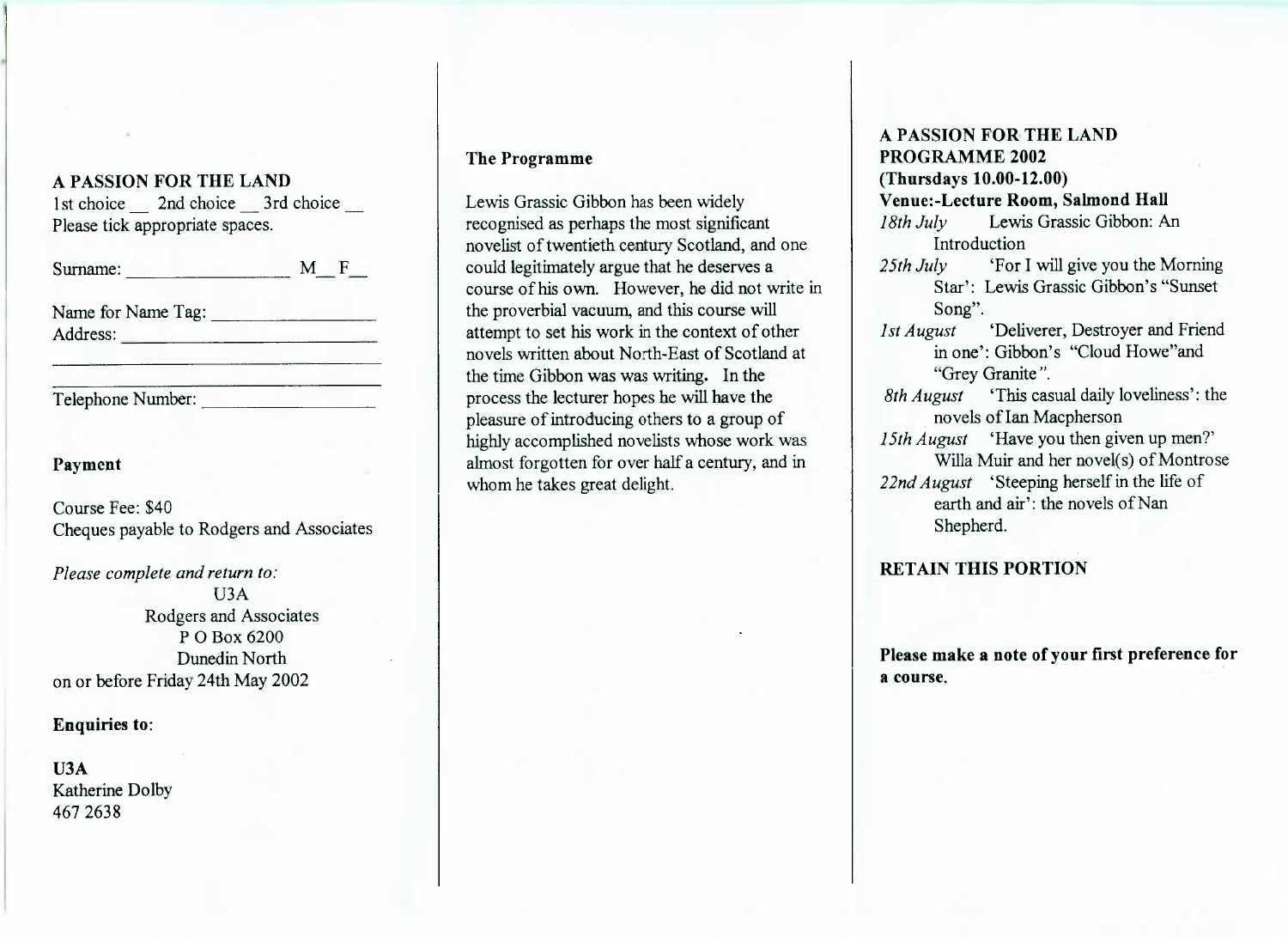**A PASSION FOR THE LAND**

1st choice __ 2nd choice __ 3rd choice __
Please tick appropriate spaces.

Surname: ________________ M__ F__

Name for Name Tag: ________________
Address: ________________

________________

________________

Telephone Number: ________________

**Payment**

Course Fee: $40
Cheques payable to Rodgers and Associates

*Please complete and return to:*
U3A
Rodgers and Associates
P O Box 6200
Dunedin North
on or before Friday 24th May 2002

**Enquiries to:**

**U3A**
Katherine Dolby
467 2638

**The Programme**

Lewis Grassic Gibbon has been widely recognised as perhaps the most significant novelist of twentieth century Scotland, and one could legitimately argue that he deserves a course of his own. However, he did not write in the proverbial vacuum, and this course will attempt to set his work in the context of other novels written about North-East of Scotland at the time Gibbon was was writing. In the process the lecturer hopes he will have the pleasure of introducing others to a group of highly accomplished novelists whose work was almost forgotten for over half a century, and in whom he takes great delight.

**A PASSION FOR THE LAND**
**PROGRAMME 2002**
**(Thursdays 10.00-12.00)**
**Venue:-Lecture Room, Salmond Hall**

*18th July* Lewis Grassic Gibbon: An Introduction
*25th July* 'For I will give you the Morning Star': Lewis Grassic Gibbon's "Sunset Song".
*1st August* 'Deliverer, Destroyer and Friend in one': Gibbon's "Cloud Howe"and "Grey Granite".
*8th August* 'This casual daily loveliness': the novels of Ian Macpherson
*15th August* 'Have you then given up men?' Willa Muir and her novel(s) of Montrose
*22nd August* 'Steeping herself in the life of earth and air': the novels of Nan Shepherd.

**RETAIN THIS PORTION**

**Please make a note of your first preference for a course.**